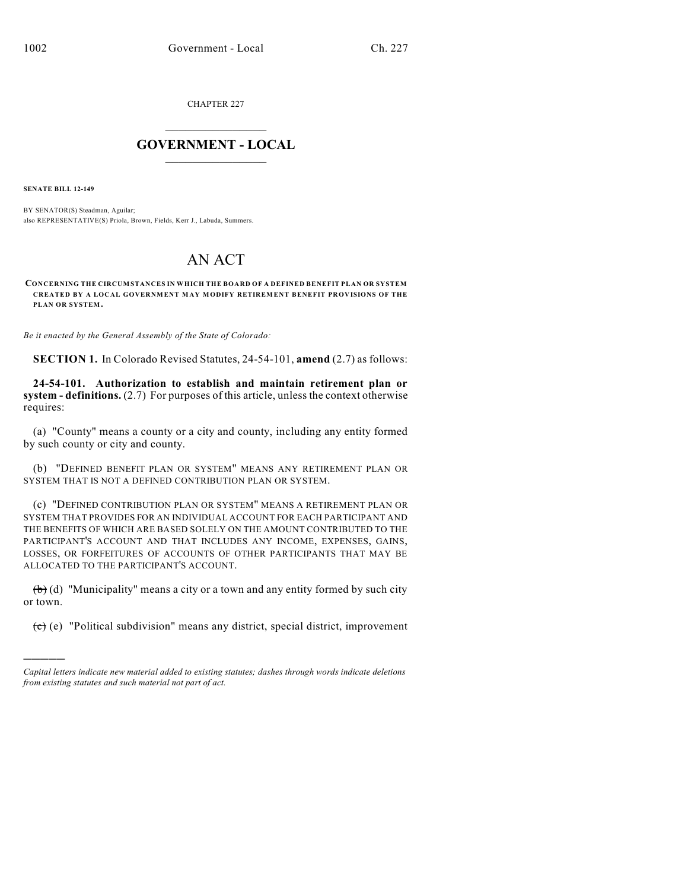CHAPTER 227

# GOVERNMENT - LOCAL

**SENATE BILL 12-149**

BY SENATOR(S) Steadman, Aguilar;
also REPRESENTATIVE(S) Priola, Brown, Fields, Kerr J., Labuda, Summers.

# AN ACT

**CONCERNING THE CIRCUMSTANCES IN WHICH THE BOARD OF A DEFINED BENEFIT PLAN OR SYSTEM CREATED BY A LOCAL GOVERNMENT MAY MODIFY RETIREMENT BENEFIT PROVISIONS OF THE PLAN OR SYSTEM.**

*Be it enacted by the General Assembly of the State of Colorado:*

**SECTION 1.** In Colorado Revised Statutes, 24-54-101, **amend** (2.7) as follows:

**24-54-101. Authorization to establish and maintain retirement plan or system - definitions.** (2.7) For purposes of this article, unless the context otherwise requires:

(a) "County" means a county or a city and county, including any entity formed by such county or city and county.

(b) "DEFINED BENEFIT PLAN OR SYSTEM" MEANS ANY RETIREMENT PLAN OR SYSTEM THAT IS NOT A DEFINED CONTRIBUTION PLAN OR SYSTEM.

(c) "DEFINED CONTRIBUTION PLAN OR SYSTEM" MEANS A RETIREMENT PLAN OR SYSTEM THAT PROVIDES FOR AN INDIVIDUAL ACCOUNT FOR EACH PARTICIPANT AND THE BENEFITS OF WHICH ARE BASED SOLELY ON THE AMOUNT CONTRIBUTED TO THE PARTICIPANT'S ACCOUNT AND THAT INCLUDES ANY INCOME, EXPENSES, GAINS, LOSSES, OR FORFEITURES OF ACCOUNTS OF OTHER PARTICIPANTS THAT MAY BE ALLOCATED TO THE PARTICIPANT'S ACCOUNT.

~~(b)~~ (d) "Municipality" means a city or a town and any entity formed by such city or town.

~~(c)~~ (e) "Political subdivision" means any district, special district, improvement

*Capital letters indicate new material added to existing statutes; dashes through words indicate deletions from existing statutes and such material not part of act.*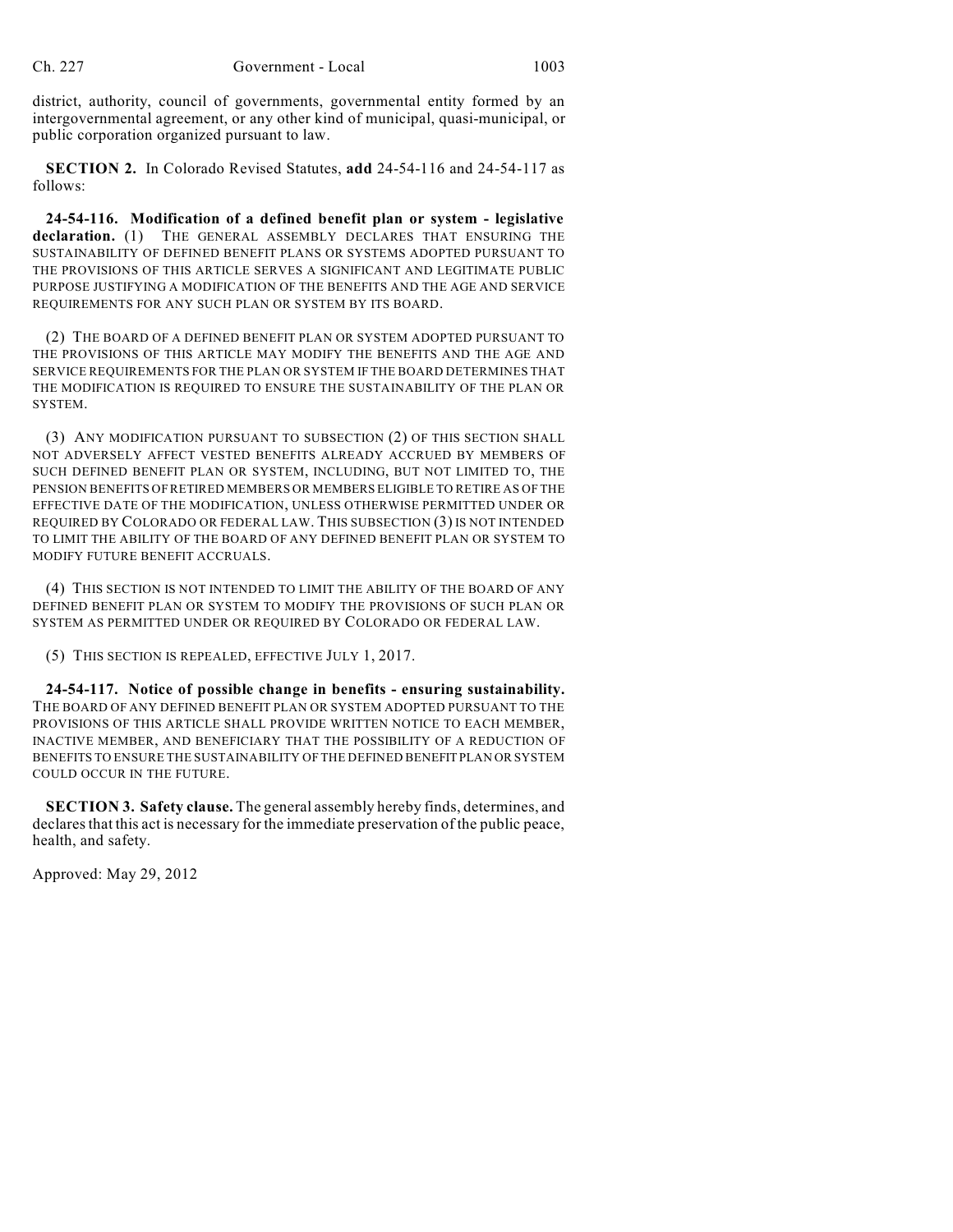district, authority, council of governments, governmental entity formed by an intergovernmental agreement, or any other kind of municipal, quasi-municipal, or public corporation organized pursuant to law.

**SECTION 2.** In Colorado Revised Statutes, **add** 24-54-116 and 24-54-117 as follows:

**24-54-116. Modification of a defined benefit plan or system - legislative declaration.** (1) THE GENERAL ASSEMBLY DECLARES THAT ENSURING THE SUSTAINABILITY OF DEFINED BENEFIT PLANS OR SYSTEMS ADOPTED PURSUANT TO THE PROVISIONS OF THIS ARTICLE SERVES A SIGNIFICANT AND LEGITIMATE PUBLIC PURPOSE JUSTIFYING A MODIFICATION OF THE BENEFITS AND THE AGE AND SERVICE REQUIREMENTS FOR ANY SUCH PLAN OR SYSTEM BY ITS BOARD.

(2) THE BOARD OF A DEFINED BENEFIT PLAN OR SYSTEM ADOPTED PURSUANT TO THE PROVISIONS OF THIS ARTICLE MAY MODIFY THE BENEFITS AND THE AGE AND SERVICE REQUIREMENTS FOR THE PLAN OR SYSTEM IF THE BOARD DETERMINES THAT THE MODIFICATION IS REQUIRED TO ENSURE THE SUSTAINABILITY OF THE PLAN OR SYSTEM.

(3) ANY MODIFICATION PURSUANT TO SUBSECTION (2) OF THIS SECTION SHALL NOT ADVERSELY AFFECT VESTED BENEFITS ALREADY ACCRUED BY MEMBERS OF SUCH DEFINED BENEFIT PLAN OR SYSTEM, INCLUDING, BUT NOT LIMITED TO, THE PENSION BENEFITS OF RETIRED MEMBERS OR MEMBERS ELIGIBLE TO RETIRE AS OF THE EFFECTIVE DATE OF THE MODIFICATION, UNLESS OTHERWISE PERMITTED UNDER OR REQUIRED BY COLORADO OR FEDERAL LAW. THIS SUBSECTION (3) IS NOT INTENDED TO LIMIT THE ABILITY OF THE BOARD OF ANY DEFINED BENEFIT PLAN OR SYSTEM TO MODIFY FUTURE BENEFIT ACCRUALS.

(4) THIS SECTION IS NOT INTENDED TO LIMIT THE ABILITY OF THE BOARD OF ANY DEFINED BENEFIT PLAN OR SYSTEM TO MODIFY THE PROVISIONS OF SUCH PLAN OR SYSTEM AS PERMITTED UNDER OR REQUIRED BY COLORADO OR FEDERAL LAW.

(5) THIS SECTION IS REPEALED, EFFECTIVE JULY 1, 2017.

**24-54-117. Notice of possible change in benefits - ensuring sustainability.** THE BOARD OF ANY DEFINED BENEFIT PLAN OR SYSTEM ADOPTED PURSUANT TO THE PROVISIONS OF THIS ARTICLE SHALL PROVIDE WRITTEN NOTICE TO EACH MEMBER, INACTIVE MEMBER, AND BENEFICIARY THAT THE POSSIBILITY OF A REDUCTION OF BENEFITS TO ENSURE THE SUSTAINABILITY OF THE DEFINED BENEFIT PLAN OR SYSTEM COULD OCCUR IN THE FUTURE.

**SECTION 3. Safety clause.** The general assembly hereby finds, determines, and declares that this act is necessary for the immediate preservation of the public peace, health, and safety.

Approved: May 29, 2012